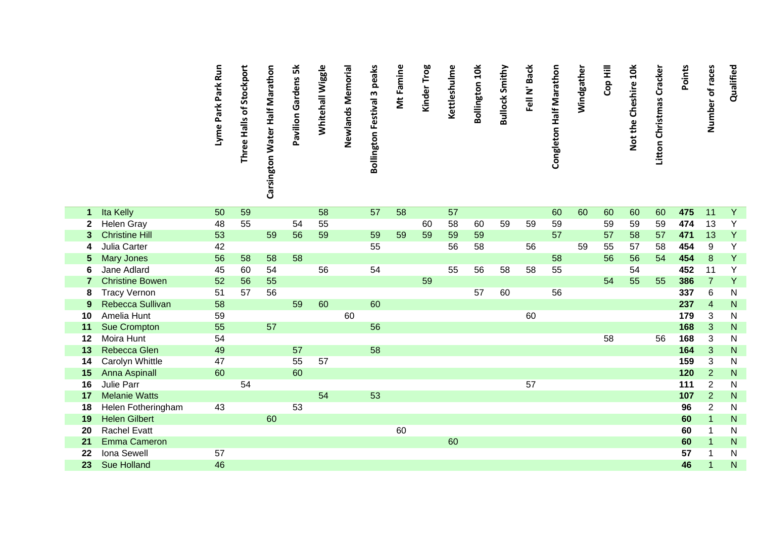| | | Lyme Park Run | Three Halls of Stockport | Carsington Water Half Marathon | Pavilion Gardens 5k | Whitehall Wiggle | Newlands Memorial | Bollington Festival 3 peaks | Mt Famine | Kinder Trog | Kettleshulme | Bollington 10k | Bullock Smithy | Fell N' Back | Congleton Half Marathon | Windgather | Cop Hill | Not the Cheshire 10k | Litton Christmas Cracker | Points | Number of races | Qualified |
|---|---|---|---|---|---|---|---|---|---|---|---|---|---|---|---|---|---|---|---|---|---|---|
| **1** | Ita Kelly | 50 | 59 | | | 58 | | 57 | 58 | | 57 | | | | 60 | 60 | 60 | 60 | 60 | **475** | 11 | Y |
| **2** | Helen Gray | 48 | 55 | | 54 | 55 | | | | 60 | 58 | 60 | 59 | 59 | 59 | | 59 | 59 | 59 | **474** | 13 | Y |
| **3** | Christine Hill | 53 | | 59 | 56 | 59 | | 59 | 59 | 59 | 59 | 59 | | | 57 | | 57 | 58 | 57 | **471** | 13 | Y |
| **4** | Julia Carter | 42 | | | | | | 55 | | | 56 | 58 | | 56 | | 59 | 55 | 57 | 58 | **454** | 9 | Y |
| **5** | Mary Jones | 56 | 58 | 58 | 58 | | | | | | | | | | 58 | | 56 | 56 | 54 | **454** | 8 | Y |
| **6** | Jane Adlard | 45 | 60 | 54 | | 56 | | 54 | | | 55 | 56 | 58 | 58 | 55 | | | 54 | | **452** | 11 | Y |
| **7** | Christine Bowen | 52 | 56 | 55 | | | | | | 59 | | | | | | | 54 | 55 | 55 | **386** | 7 | Y |
| **8** | Tracy Vernon | 51 | 57 | 56 | | | | | | | | 57 | 60 | | 56 | | | | | **337** | 6 | N |
| **9** | Rebecca Sullivan | 58 | | | 59 | 60 | | 60 | | | | | | | | | | | | **237** | 4 | N |
| **10** | Amelia Hunt | 59 | | | | | 60 | | | | | | | 60 | | | | | | **179** | 3 | N |
| **11** | Sue Crompton | 55 | | 57 | | | | 56 | | | | | | | | | | | | **168** | 3 | N |
| **12** | Moira Hunt | 54 | | | | | | | | | | | | | | | 58 | | 56 | **168** | 3 | N |
| **13** | Rebecca Glen | 49 | | | 57 | | | 58 | | | | | | | | | | | | **164** | 3 | N |
| **14** | Carolyn Whittle | 47 | | | 55 | 57 | | | | | | | | | | | | | | **159** | 3 | N |
| **15** | Anna Aspinall | 60 | | | 60 | | | | | | | | | | | | | | | **120** | 2 | N |
| **16** | Julie Parr | | 54 | | | | | | | | | | | 57 | | | | | | **111** | 2 | N |
| **17** | Melanie Watts | | | | | 54 | | 53 | | | | | | | | | | | | **107** | 2 | N |
| **18** | Helen Fotheringham | 43 | | | 53 | | | | | | | | | | | | | | | **96** | 2 | N |
| **19** | Helen Gilbert | | | 60 | | | | | | | | | | | | | | | | **60** | 1 | N |
| **20** | Rachel Evatt | | | | | | | | 60 | | | | | | | | | | | **60** | 1 | N |
| **21** | Emma Cameron | | | | | | | | | | 60 | | | | | | | | | **60** | 1 | N |
| **22** | Iona Sewell | 57 | | | | | | | | | | | | | | | | | | **57** | 1 | N |
| **23** | Sue Holland | 46 | | | | | | | | | | | | | | | | | | **46** | 1 | N |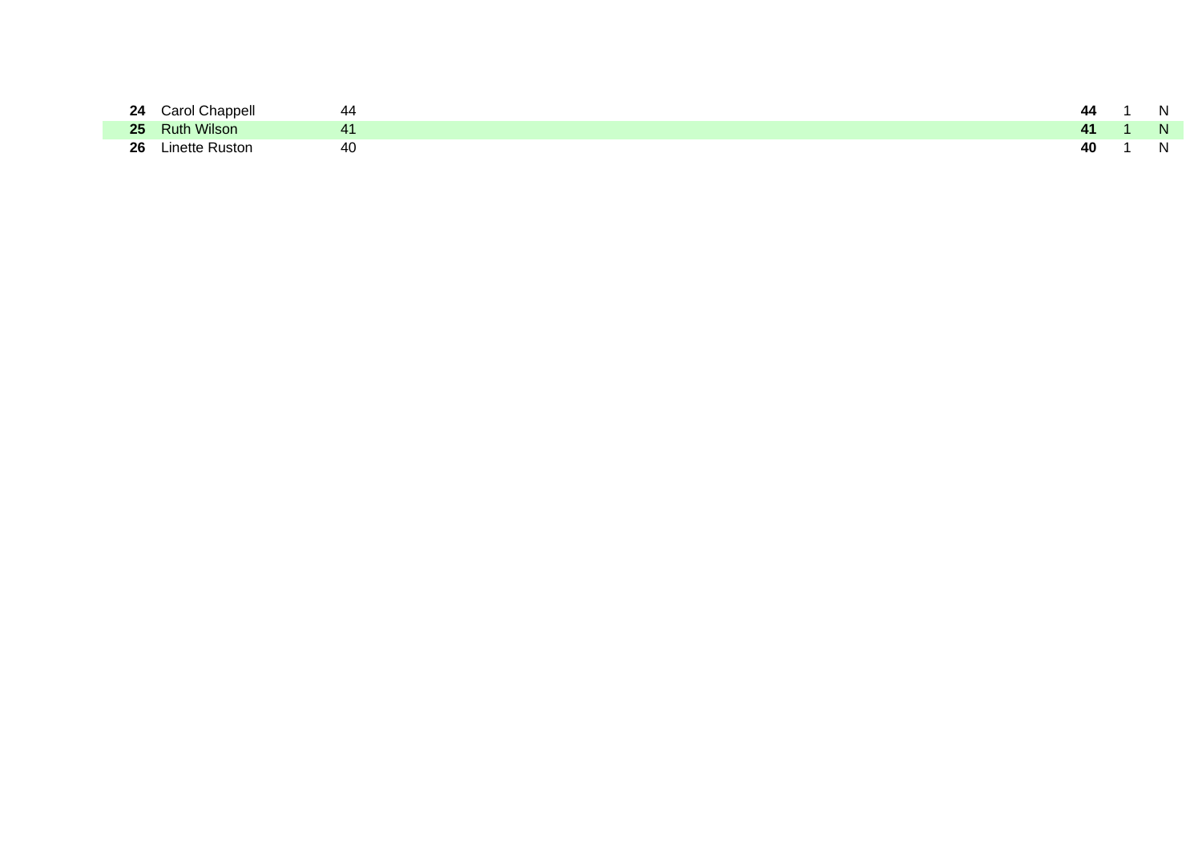| | | | | | |
|---|---|---|---|---|---|
| **24** | Carol Chappell | 44 | **44** | 1 | N |
| **25** | Ruth Wilson | 41 | **41** | 1 | N |
| **26** | Linette Ruston | 40 | **40** | 1 | N |